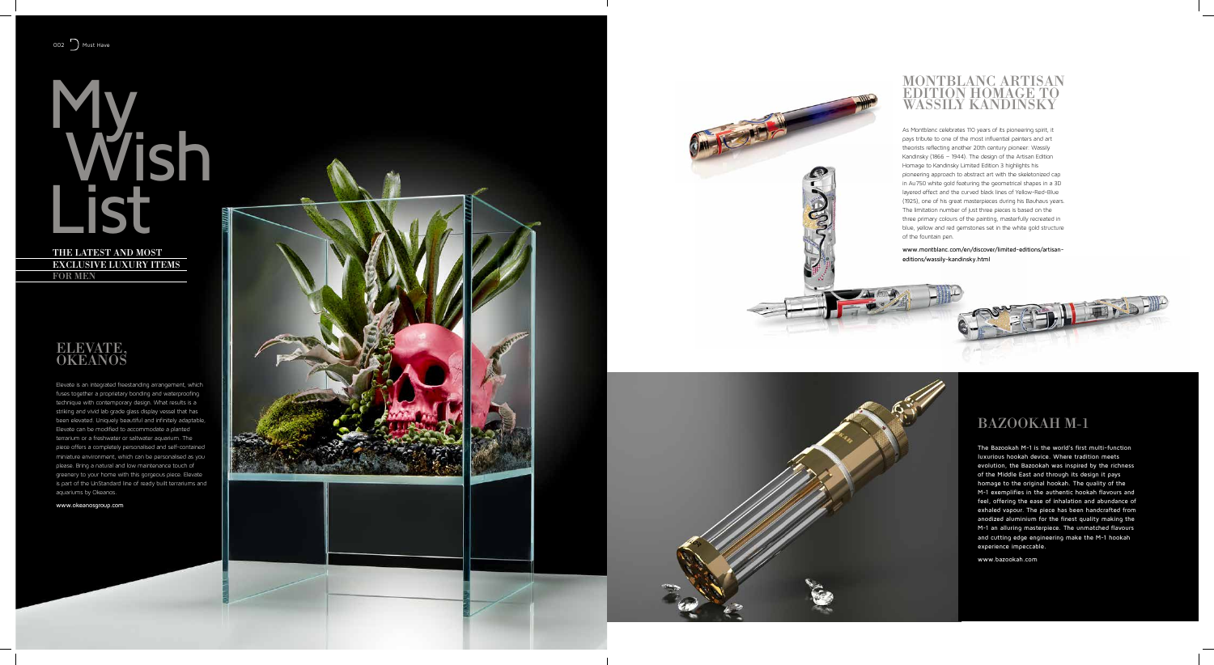# My Wish List

**THE LATEST AND MOST EXCLUSIVE LUXURY ITEMS FOR MEN**

## ELEVATE, OKEANOS

Elevate is an integrated freestanding arrangement, which fuses together a proprietary bonding and waterproofing technique with contemporary design. What results is a striking and vivid lab grade glass display vessel that has been elevated. Uniquely beautiful and infinitely adaptable, Elevate can be modified to accommodate a planted terrarium or a freshwater or saltwater aquarium. The piece offers a completely personalised and self-contained miniature environment, which can be personalised as you please. Bring a natural and low maintenance touch of greenery to your home with this gorgeous piece. Elevate is part of the UnStandard line of ready built terrariums and aquariums by Okeanos.

www.okeanosgroup.com

## MONTBLANC ARTISAN EDITION HOMAGE TO WASSILY KANDINSKY

As Montblanc celebrates 110 years of its pioneering spirit, it pays tribute to one of the most influential painters and art theorists reflecting another 20th century pioneer: Wassily Kandinsky (1866 – 1944). The design of the Artisan Edition Homage to Kandinsky Limited Edition 3 highlights his pioneering approach to abstract art with the skeletonized cap in Au750 white gold featuring the geometrical shapes in a 3D layered effect and the curved black lines of Yellow-Red-Blue (1925), one of his great masterpieces during his Bauhaus years. The limitation number of just three pieces is based on the three primary colours of the painting, masterfully recreated in blue, yellow and red gemstones set in the white gold structure of the fountain pen.

www.montblanc.com/en/discover/limited-editions/artisan-editions/wassily-kandinsky.html

## BAZOOKAH M-1

The Bazookah M-1 is the world's first multi-function luxurious hookah device. Where tradition meets evolution, the Bazookah was inspired by the richness of the Middle East and through its design it pays homage to the original hookah. The quality of the M-1 exemplifies in the authentic hookah flavours and feel, offering the ease of inhalation and abundance of exhaled vapour. The piece has been handcrafted from anodized aluminium for the finest quality making the M-1 an alluring masterpiece. The unmatched flavours and cutting edge engineering make the M-1 hookah experience impeccable.

www.bazookah.com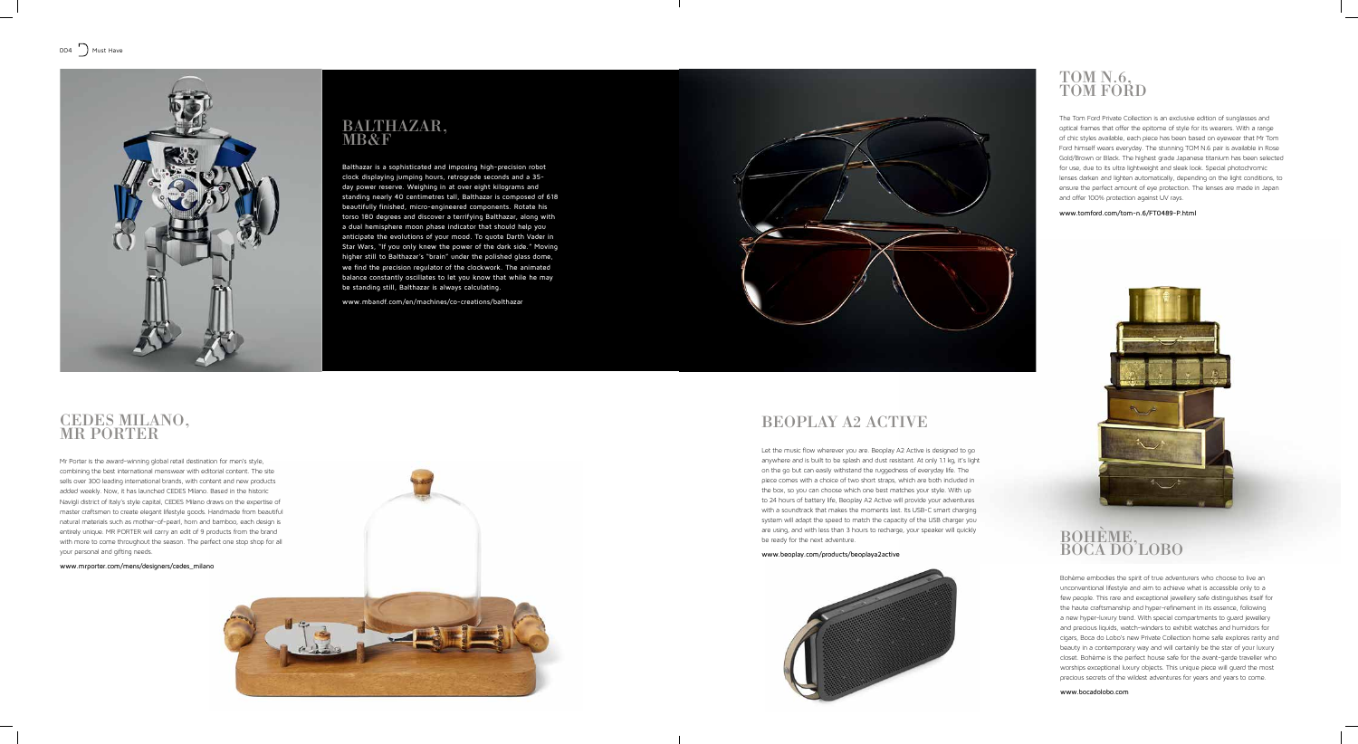## BALTHAZAR, MB&F

Balthazar is a sophisticated and imposing high-precision robot clock displaying jumping hours, retrograde seconds and a 35-day power reserve. Weighing in at over eight kilograms and standing nearly 40 centimetres tall, Balthazar is composed of 618 beautifully finished, micro-engineered components. Rotate his torso 180 degrees and discover a terrifying Balthazar, along with a dual hemisphere moon phase indicator that should help you anticipate the evolutions of your mood. To quote Darth Vader in Star Wars, "If you only knew the power of the dark side." Moving higher still to Balthazar's "brain" under the polished glass dome, we find the precision regulator of the clockwork. The animated balance constantly oscillates to let you know that while he may be standing still, Balthazar is always calculating.

www.mbandf.com/en/machines/co-creations/balthazar

## TOM N.6, TOM FORD

The Tom Ford Private Collection is an exclusive edition of sunglasses and optical frames that offer the epitome of style for its wearers. With a range of chic styles available, each piece has been based on eyewear that Mr Tom Ford himself wears everyday. The stunning TOM N.6 pair is available in Rose Gold/Brown or Black. The highest grade Japanese titanium has been selected for use, due to its ultra lightweight and sleek look. Special photochromic lenses darken and lighten automatically, depending on the light conditions, to ensure the perfect amount of eye protection. The lenses are made in Japan and offer 100% protection against UV rays.

www.tomford.com/tom-n.6/FT0489-P.html

## CEDES MILANO, MR PORTER

Mr Porter is the award-winning global retail destination for men's style, combining the best international menswear with editorial content. The site sells over 300 leading international brands, with content and new products added weekly. Now, it has launched CEDES Milano. Based in the historic Navigli district of Italy's style capital, CEDES Milano draws on the expertise of master craftsmen to create elegant lifestyle goods. Handmade from beautiful natural materials such as mother-of-pearl, horn and bamboo, each design is entirely unique. MR PORTER will carry an edit of 9 products from the brand with more to come throughout the season. The perfect one stop shop for all your personal and gifting needs.

www.mrporter.com/mens/designers/cedes_milano

## BEOPLAY A2 ACTIVE

Let the music flow wherever you are. Beoplay A2 Active is designed to go anywhere and is built to be splash and dust resistant. At only 1.1 kg, it's light on the go but can easily withstand the ruggedness of everyday life. The piece comes with a choice of two short straps, which are both included in the box, so you can choose which one best matches your style. With up to 24 hours of battery life, Beoplay A2 Active will provide your adventures with a soundtrack that makes the moments last. Its USB-C smart charging system will adapt the speed to match the capacity of the USB charger you are using, and with less than 3 hours to recharge, your speaker will quickly be ready for the next adventure.

www.beoplay.com/products/beoplaya2active

## BOHÈME, BOCA DO LOBO

Bohème embodies the spirit of true adventurers who choose to live an unconventional lifestyle and aim to achieve what is accessible only to a few people. This rare and exceptional jewellery safe distinguishes itself for the haute craftsmanship and hyper-refinement in its essence, following a new hyper-luxury trend. With special compartments to guard jewellery and precious liquids, watch-winders to exhibit watches and humidors for cigars, Boca do Lobo's new Private Collection home safe explores rarity and beauty in a contemporary way and will certainly be the star of your luxury closet. Bohème is the perfect house safe for the avant-garde traveller who worships exceptional luxury objects. This unique piece will guard the most precious secrets of the wildest adventures for years and years to come.

www.bocadolobo.com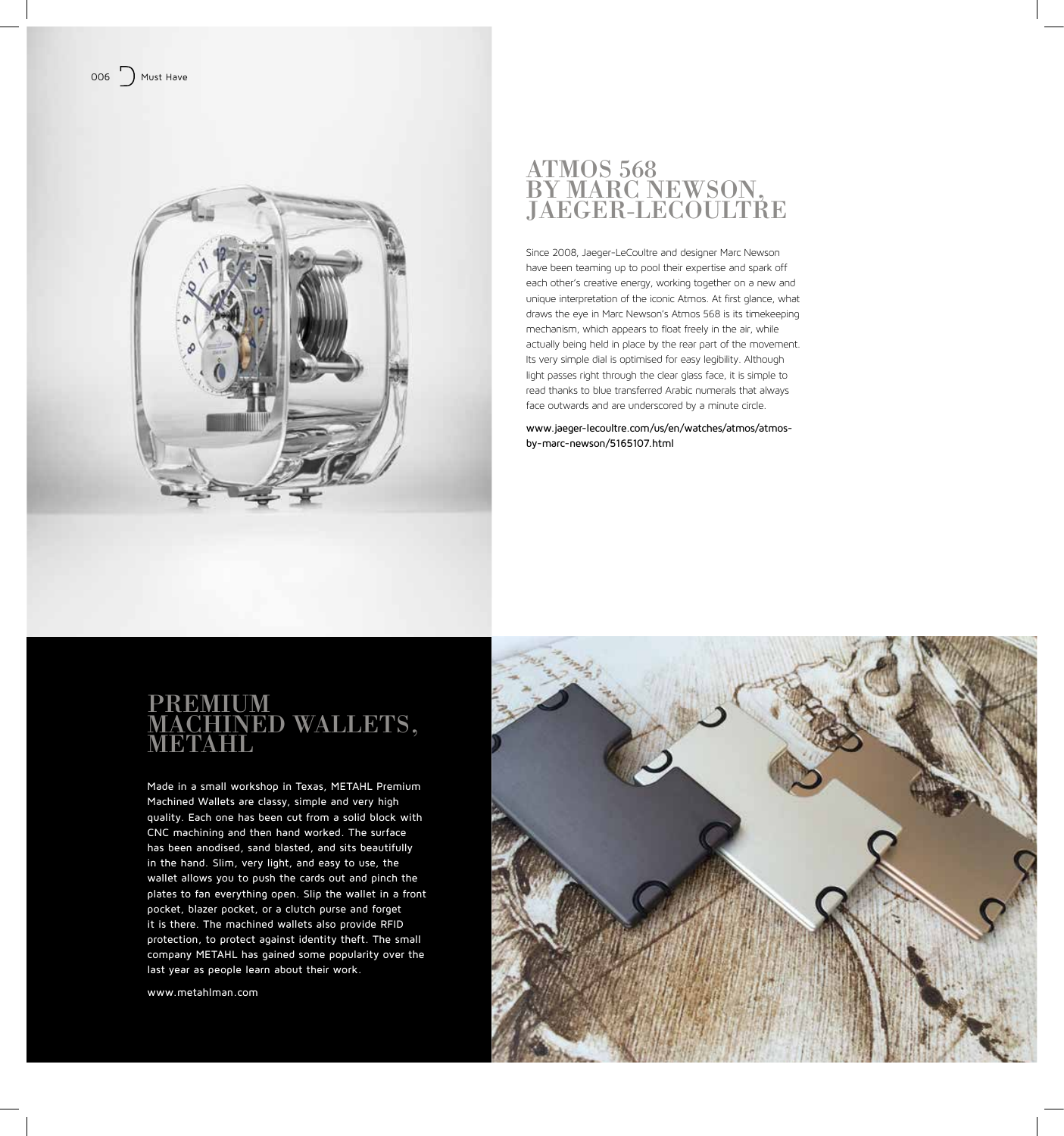## ATMOS 568 BY MARC NEWSON, JAEGER-LECOULTRE

Since 2008, Jaeger-LeCoultre and designer Marc Newson have been teaming up to pool their expertise and spark off each other's creative energy, working together on a new and unique interpretation of the iconic Atmos. At first glance, what draws the eye in Marc Newson's Atmos 568 is its timekeeping mechanism, which appears to float freely in the air, while actually being held in place by the rear part of the movement. Its very simple dial is optimised for easy legibility. Although light passes right through the clear glass face, it is simple to read thanks to blue transferred Arabic numerals that always face outwards and are underscored by a minute circle.

www.jaeger-lecoultre.com/us/en/watches/atmos/atmos-by-marc-newson/5165107.html

## PREMIUM MACHINED WALLETS, METAHL

Made in a small workshop in Texas, METAHL Premium Machined Wallets are classy, simple and very high quality. Each one has been cut from a solid block with CNC machining and then hand worked. The surface has been anodised, sand blasted, and sits beautifully in the hand. Slim, very light, and easy to use, the wallet allows you to push the cards out and pinch the plates to fan everything open. Slip the wallet in a front pocket, blazer pocket, or a clutch purse and forget it is there. The machined wallets also provide RFID protection, to protect against identity theft. The small company METAHL has gained some popularity over the last year as people learn about their work.

www.metahlman.com